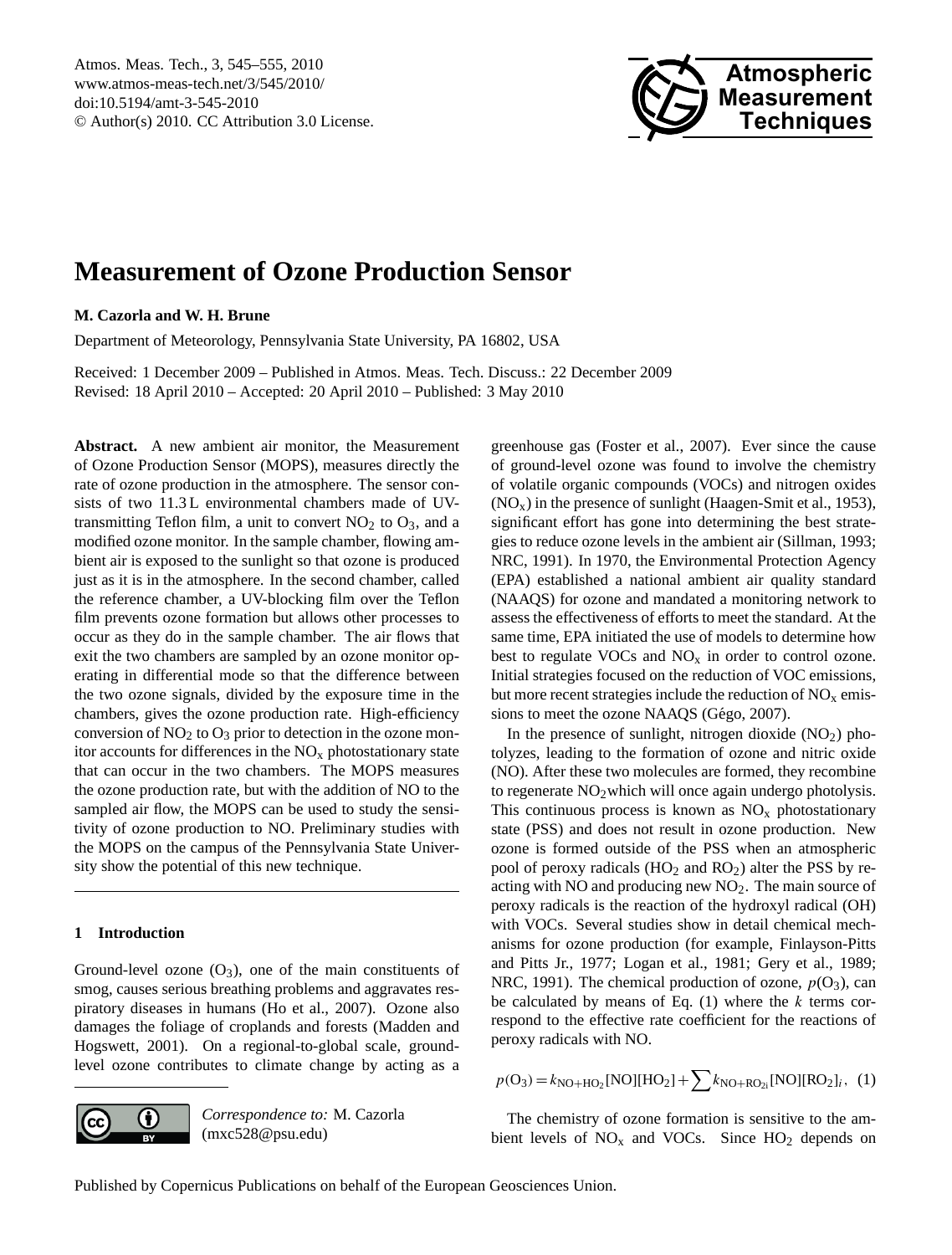# Measurement of Ozone Production Sensor

**M. Cazorla and W. H. Brune**

Department of Meteorology, Pennsylvania State University, PA 16802, USA

Received: 1 December 2009 – Published in Atmos. Meas. Tech. Discuss.: 22 December 2009
Revised: 18 April 2010 – Accepted: 20 April 2010 – Published: 3 May 2010

**Abstract.** A new ambient air monitor, the Measurement of Ozone Production Sensor (MOPS), measures directly the rate of ozone production in the atmosphere. The sensor consists of two 11.3 L environmental chambers made of UV-transmitting Teflon film, a unit to convert $NO_2$ to $O_3$, and a modified ozone monitor. In the sample chamber, flowing ambient air is exposed to the sunlight so that ozone is produced just as it is in the atmosphere. In the second chamber, called the reference chamber, a UV-blocking film over the Teflon film prevents ozone formation but allows other processes to occur as they do in the sample chamber. The air flows that exit the two chambers are sampled by an ozone monitor operating in differential mode so that the difference between the two ozone signals, divided by the exposure time in the chambers, gives the ozone production rate. High-efficiency conversion of $NO_2$ to $O_3$ prior to detection in the ozone monitor accounts for differences in the $NO_x$ photostationary state that can occur in the two chambers. The MOPS measures the ozone production rate, but with the addition of NO to the sampled air flow, the MOPS can be used to study the sensitivity of ozone production to NO. Preliminary studies with the MOPS on the campus of the Pennsylvania State University show the potential of this new technique.

## 1 Introduction

Ground-level ozone ($O_3$), one of the main constituents of smog, causes serious breathing problems and aggravates respiratory diseases in humans (Ho et al., 2007). Ozone also damages the foliage of croplands and forests (Madden and Hogswett, 2001). On a regional-to-global scale, ground-level ozone contributes to climate change by acting as a greenhouse gas (Foster et al., 2007). Ever since the cause of ground-level ozone was found to involve the chemistry of volatile organic compounds (VOCs) and nitrogen oxides ($NO_x$) in the presence of sunlight (Haagen-Smit et al., 1953), significant effort has gone into determining the best strategies to reduce ozone levels in the ambient air (Sillman, 1993; NRC, 1991). In 1970, the Environmental Protection Agency (EPA) established a national ambient air quality standard (NAAQS) for ozone and mandated a monitoring network to assess the effectiveness of efforts to meet the standard. At the same time, EPA initiated the use of models to determine how best to regulate VOCs and $NO_x$ in order to control ozone. Initial strategies focused on the reduction of VOC emissions, but more recent strategies include the reduction of $NO_x$ emissions to meet the ozone NAAQS (Gégo, 2007).

In the presence of sunlight, nitrogen dioxide ($NO_2$) photolyzes, leading to the formation of ozone and nitric oxide (NO). After these two molecules are formed, they recombine to regenerate $NO_2$ which will once again undergo photolysis. This continuous process is known as $NO_x$ photostationary state (PSS) and does not result in ozone production. New ozone is formed outside of the PSS when an atmospheric pool of peroxy radicals ($HO_2$ and $RO_2$) alter the PSS by reacting with NO and producing new $NO_2$. The main source of peroxy radicals is the reaction of the hydroxyl radical (OH) with VOCs. Several studies show in detail chemical mechanisms for ozone production (for example, Finlayson-Pitts and Pitts Jr., 1977; Logan et al., 1981; Gery et al., 1989; NRC, 1991). The chemical production of ozone, $p(O_3)$, can be calculated by means of Eq. (1) where the $k$ terms correspond to the effective rate coefficient for the reactions of peroxy radicals with NO.

$$p(O_3) = k_{NO+HO_2}[NO][HO_2] + \sum k_{NO+RO_{2i}}[NO][RO_2]_i, \quad (1)$$

The chemistry of ozone formation is sensitive to the ambient levels of $NO_x$ and VOCs. Since $HO_2$ depends on

*Correspondence to:* M. Cazorla (mxc528@psu.edu)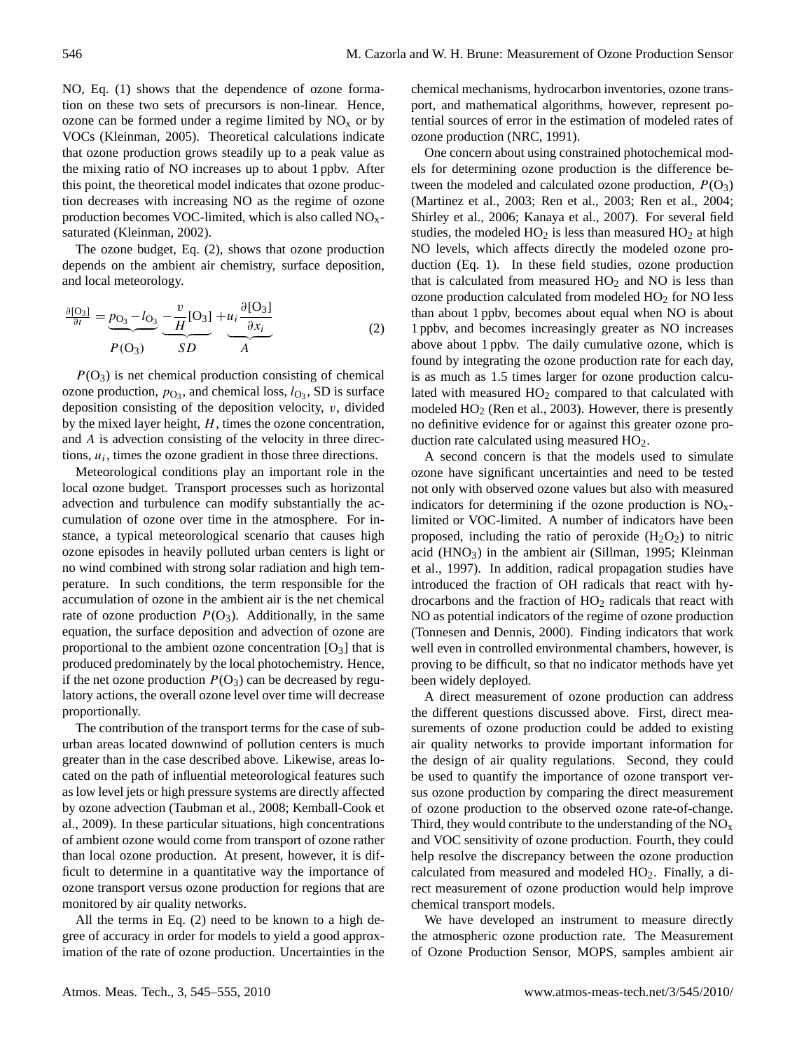NO, Eq. (1) shows that the dependence of ozone formation on these two sets of precursors is non-linear. Hence, ozone can be formed under a regime limited by $NO_x$ or by VOCs (Kleinman, 2005). Theoretical calculations indicate that ozone production grows steadily up to a peak value as the mixing ratio of NO increases up to about 1 ppbv. After this point, the theoretical model indicates that ozone production decreases with increasing NO as the regime of ozone production becomes VOC-limited, which is also called $NO_x$-saturated (Kleinman, 2002).

The ozone budget, Eq. (2), shows that ozone production depends on the ambient air chemistry, surface deposition, and local meteorology.

$$\frac{\partial[O_3]}{\partial t} = \underbrace{p_{O_3} - l_{O_3}}_{P(O_3)} \underbrace{-\frac{v}{H}[O_3]}_{SD} + \underbrace{u_i \frac{\partial[O_3]}{\partial x_i}}_{A} \tag{2}$$

$P(O_3)$ is net chemical production consisting of chemical ozone production, $p_{O_3}$, and chemical loss, $l_{O_3}$, SD is surface deposition consisting of the deposition velocity, $v$, divided by the mixed layer height, $H$, times the ozone concentration, and $A$ is advection consisting of the velocity in three directions, $u_i$, times the ozone gradient in those three directions.

Meteorological conditions play an important role in the local ozone budget. Transport processes such as horizontal advection and turbulence can modify substantially the accumulation of ozone over time in the atmosphere. For instance, a typical meteorological scenario that causes high ozone episodes in heavily polluted urban centers is light or no wind combined with strong solar radiation and high temperature. In such conditions, the term responsible for the accumulation of ozone in the ambient air is the net chemical rate of ozone production $P(O_3)$. Additionally, in the same equation, the surface deposition and advection of ozone are proportional to the ambient ozone concentration $[O_3]$ that is produced predominately by the local photochemistry. Hence, if the net ozone production $P(O_3)$ can be decreased by regulatory actions, the overall ozone level over time will decrease proportionally.

The contribution of the transport terms for the case of suburban areas located downwind of pollution centers is much greater than in the case described above. Likewise, areas located on the path of influential meteorological features such as low level jets or high pressure systems are directly affected by ozone advection (Taubman et al., 2008; Kemball-Cook et al., 2009). In these particular situations, high concentrations of ambient ozone would come from transport of ozone rather than local ozone production. At present, however, it is difficult to determine in a quantitative way the importance of ozone transport versus ozone production for regions that are monitored by air quality networks.

All the terms in Eq. (2) need to be known to a high degree of accuracy in order for models to yield a good approximation of the rate of ozone production. Uncertainties in the chemical mechanisms, hydrocarbon inventories, ozone transport, and mathematical algorithms, however, represent potential sources of error in the estimation of modeled rates of ozone production (NRC, 1991).

One concern about using constrained photochemical models for determining ozone production is the difference between the modeled and calculated ozone production, $P(O_3)$ (Martinez et al., 2003; Ren et al., 2003; Ren et al., 2004; Shirley et al., 2006; Kanaya et al., 2007). For several field studies, the modeled $HO_2$ is less than measured $HO_2$ at high NO levels, which affects directly the modeled ozone production (Eq. 1). In these field studies, ozone production that is calculated from measured $HO_2$ and NO is less than ozone production calculated from modeled $HO_2$ for NO less than about 1 ppbv, becomes about equal when NO is about 1 ppbv, and becomes increasingly greater as NO increases above about 1 ppbv. The daily cumulative ozone, which is found by integrating the ozone production rate for each day, is as much as 1.5 times larger for ozone production calculated with measured $HO_2$ compared to that calculated with modeled $HO_2$ (Ren et al., 2003). However, there is presently no definitive evidence for or against this greater ozone production rate calculated using measured $HO_2$.

A second concern is that the models used to simulate ozone have significant uncertainties and need to be tested not only with observed ozone values but also with measured indicators for determining if the ozone production is $NO_x$-limited or VOC-limited. A number of indicators have been proposed, including the ratio of peroxide ($H_2O_2$) to nitric acid ($HNO_3$) in the ambient air (Sillman, 1995; Kleinman et al., 1997). In addition, radical propagation studies have introduced the fraction of OH radicals that react with hydrocarbons and the fraction of $HO_2$ radicals that react with NO as potential indicators of the regime of ozone production (Tonnesen and Dennis, 2000). Finding indicators that work well even in controlled environmental chambers, however, is proving to be difficult, so that no indicator methods have yet been widely deployed.

A direct measurement of ozone production can address the different questions discussed above. First, direct measurements of ozone production could be added to existing air quality networks to provide important information for the design of air quality regulations. Second, they could be used to quantify the importance of ozone transport versus ozone production by comparing the direct measurement of ozone production to the observed ozone rate-of-change. Third, they would contribute to the understanding of the $NO_x$ and VOC sensitivity of ozone production. Fourth, they could help resolve the discrepancy between the ozone production calculated from measured and modeled $HO_2$. Finally, a direct measurement of ozone production would help improve chemical transport models.

We have developed an instrument to measure directly the atmospheric ozone production rate. The Measurement of Ozone Production Sensor, MOPS, samples ambient air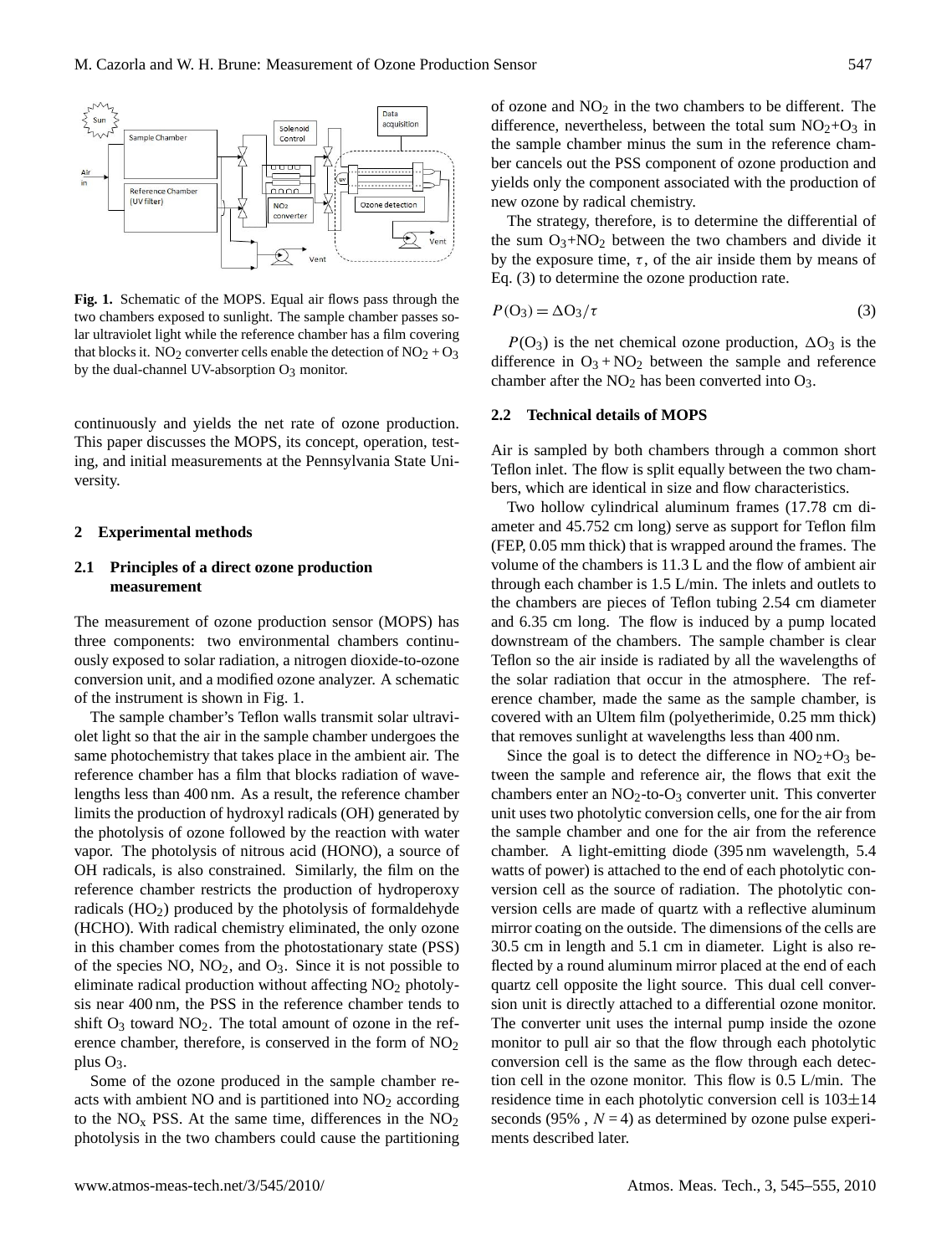Fig. 1. Schematic of the MOPS. Equal air flows pass through the two chambers exposed to sunlight. The sample chamber passes solar ultraviolet light while the reference chamber has a film covering that blocks it. $NO_2$ converter cells enable the detection of $NO_2 + O_3$ by the dual-channel UV-absorption $O_3$ monitor.

continuously and yields the net rate of ozone production. This paper discusses the MOPS, its concept, operation, testing, and initial measurements at the Pennsylvania State University.

## 2 Experimental methods

### 2.1 Principles of a direct ozone production measurement

The measurement of ozone production sensor (MOPS) has three components: two environmental chambers continuously exposed to solar radiation, a nitrogen dioxide-to-ozone conversion unit, and a modified ozone analyzer. A schematic of the instrument is shown in Fig. 1.

The sample chamber's Teflon walls transmit solar ultraviolet light so that the air in the sample chamber undergoes the same photochemistry that takes place in the ambient air. The reference chamber has a film that blocks radiation of wavelengths less than 400 nm. As a result, the reference chamber limits the production of hydroxyl radicals (OH) generated by the photolysis of ozone followed by the reaction with water vapor. The photolysis of nitrous acid (HONO), a source of OH radicals, is also constrained. Similarly, the film on the reference chamber restricts the production of hydroperoxy radicals ($HO_2$) produced by the photolysis of formaldehyde (HCHO). With radical chemistry eliminated, the only ozone in this chamber comes from the photostationary state (PSS) of the species NO, $NO_2$, and $O_3$. Since it is not possible to eliminate radical production without affecting $NO_2$ photolysis near 400 nm, the PSS in the reference chamber tends to shift $O_3$ toward $NO_2$. The total amount of ozone in the reference chamber, therefore, is conserved in the form of $NO_2$ plus $O_3$.

Some of the ozone produced in the sample chamber reacts with ambient NO and is partitioned into $NO_2$ according to the $NO_x$ PSS. At the same time, differences in the $NO_2$ photolysis in the two chambers could cause the partitioning of ozone and $NO_2$ in the two chambers to be different. The difference, nevertheless, between the total sum $NO_2$+$O_3$ in the sample chamber minus the sum in the reference chamber cancels out the PSS component of ozone production and yields only the component associated with the production of new ozone by radical chemistry.

The strategy, therefore, is to determine the differential of the sum $O_3$+$NO_2$ between the two chambers and divide it by the exposure time, $\tau$, of the air inside them by means of Eq. (3) to determine the ozone production rate.

$$P(O_3) = \Delta O_3/\tau \tag{3}$$

$P(O_3)$ is the net chemical ozone production, $\Delta O_3$ is the difference in $O_3 + NO_2$ between the sample and reference chamber after the $NO_2$ has been converted into $O_3$.

### 2.2 Technical details of MOPS

Air is sampled by both chambers through a common short Teflon inlet. The flow is split equally between the two chambers, which are identical in size and flow characteristics.

Two hollow cylindrical aluminum frames (17.78 cm diameter and 45.752 cm long) serve as support for Teflon film (FEP, 0.05 mm thick) that is wrapped around the frames. The volume of the chambers is 11.3 L and the flow of ambient air through each chamber is 1.5 L/min. The inlets and outlets to the chambers are pieces of Teflon tubing 2.54 cm diameter and 6.35 cm long. The flow is induced by a pump located downstream of the chambers. The sample chamber is clear Teflon so the air inside is radiated by all the wavelengths of the solar radiation that occur in the atmosphere. The reference chamber, made the same as the sample chamber, is covered with an Ultem film (polyetherimide, 0.25 mm thick) that removes sunlight at wavelengths less than 400 nm.

Since the goal is to detect the difference in $NO_2$+$O_3$ between the sample and reference air, the flows that exit the chambers enter an $NO_2$-to-$O_3$ converter unit. This converter unit uses two photolytic conversion cells, one for the air from the sample chamber and one for the air from the reference chamber. A light-emitting diode (395 nm wavelength, 5.4 watts of power) is attached to the end of each photolytic conversion cell as the source of radiation. The photolytic conversion cells are made of quartz with a reflective aluminum mirror coating on the outside. The dimensions of the cells are 30.5 cm in length and 5.1 cm in diameter. Light is also reflected by a round aluminum mirror placed at the end of each quartz cell opposite the light source. This dual cell conversion unit is directly attached to a differential ozone monitor. The converter unit uses the internal pump inside the ozone monitor to pull air so that the flow through each photolytic conversion cell is the same as the flow through each detection cell in the ozone monitor. This flow is 0.5 L/min. The residence time in each photolytic conversion cell is 103±14 seconds (95% , $N = 4$) as determined by ozone pulse experiments described later.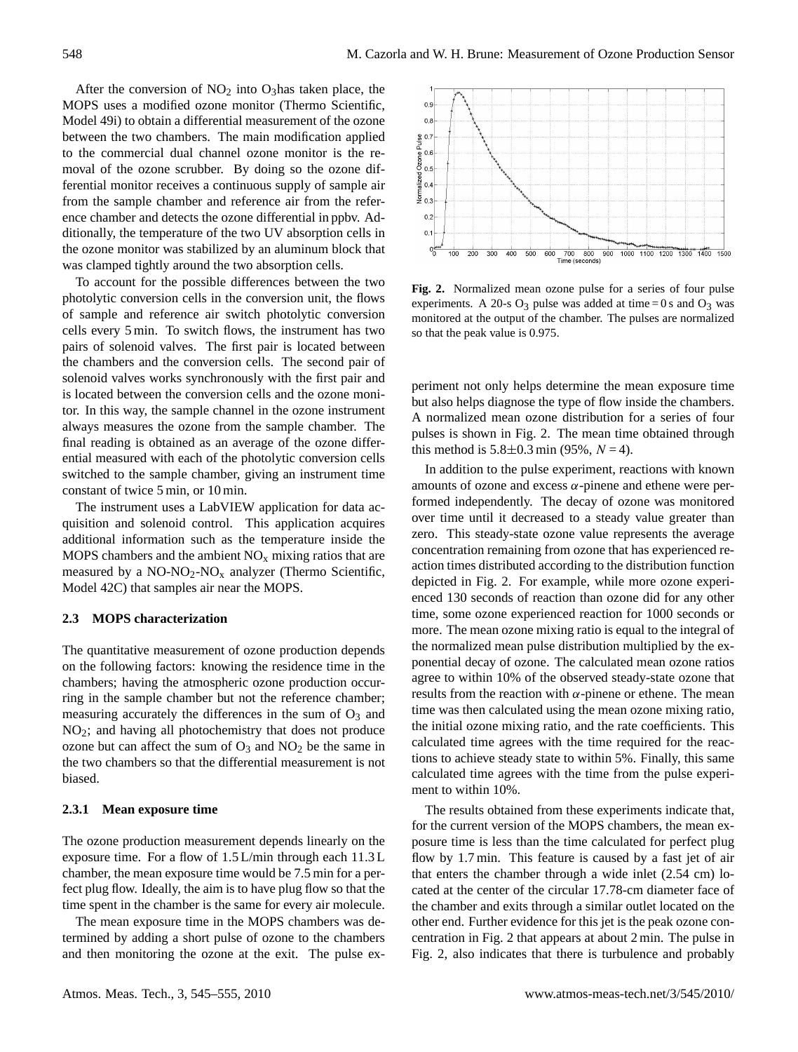After the conversion of $NO_2$ into $O_3$has taken place, the MOPS uses a modified ozone monitor (Thermo Scientific, Model 49i) to obtain a differential measurement of the ozone between the two chambers. The main modification applied to the commercial dual channel ozone monitor is the removal of the ozone scrubber. By doing so the ozone differential monitor receives a continuous supply of sample air from the sample chamber and reference air from the reference chamber and detects the ozone differential in ppbv. Additionally, the temperature of the two UV absorption cells in the ozone monitor was stabilized by an aluminum block that was clamped tightly around the two absorption cells.

To account for the possible differences between the two photolytic conversion cells in the conversion unit, the flows of sample and reference air switch photolytic conversion cells every 5 min. To switch flows, the instrument has two pairs of solenoid valves. The first pair is located between the chambers and the conversion cells. The second pair of solenoid valves works synchronously with the first pair and is located between the conversion cells and the ozone monitor. In this way, the sample channel in the ozone instrument always measures the ozone from the sample chamber. The final reading is obtained as an average of the ozone differential measured with each of the photolytic conversion cells switched to the sample chamber, giving an instrument time constant of twice 5 min, or 10 min.

The instrument uses a LabVIEW application for data acquisition and solenoid control. This application acquires additional information such as the temperature inside the MOPS chambers and the ambient $NO_x$ mixing ratios that are measured by a $NO$-$NO_2$-$NO_x$ analyzer (Thermo Scientific, Model 42C) that samples air near the MOPS.

### 2.3 MOPS characterization

The quantitative measurement of ozone production depends on the following factors: knowing the residence time in the chambers; having the atmospheric ozone production occurring in the sample chamber but not the reference chamber; measuring accurately the differences in the sum of $O_3$ and $NO_2$; and having all photochemistry that does not produce ozone but can affect the sum of $O_3$ and $NO_2$ be the same in the two chambers so that the differential measurement is not biased.

#### 2.3.1 Mean exposure time

The ozone production measurement depends linearly on the exposure time. For a flow of 1.5 L/min through each 11.3 L chamber, the mean exposure time would be 7.5 min for a perfect plug flow. Ideally, the aim is to have plug flow so that the time spent in the chamber is the same for every air molecule.

The mean exposure time in the MOPS chambers was determined by adding a short pulse of ozone to the chambers and then monitoring the ozone at the exit. The pulse experiment not only helps determine the mean exposure time but also helps diagnose the type of flow inside the chambers. A normalized mean ozone distribution for a series of four pulses is shown in Fig. 2. The mean time obtained through this method is $5.8 \pm 0.3$ min (95%, $N = 4$).

**Fig. 2.** Normalized mean ozone pulse for a series of four pulse experiments. A 20-s $O_3$ pulse was added at time = 0 s and $O_3$ was monitored at the output of the chamber. The pulses are normalized so that the peak value is 0.975.

In addition to the pulse experiment, reactions with known amounts of ozone and excess $\alpha$-pinene and ethene were performed independently. The decay of ozone was monitored over time until it decreased to a steady value greater than zero. This steady-state ozone value represents the average concentration remaining from ozone that has experienced reaction times distributed according to the distribution function depicted in Fig. 2. For example, while more ozone experienced 130 seconds of reaction than ozone did for any other time, some ozone experienced reaction for 1000 seconds or more. The mean ozone mixing ratio is equal to the integral of the normalized mean pulse distribution multiplied by the exponential decay of ozone. The calculated mean ozone ratios agree to within 10% of the observed steady-state ozone that results from the reaction with $\alpha$-pinene or ethene. The mean time was then calculated using the mean ozone mixing ratio, the initial ozone mixing ratio, and the rate coefficients. This calculated time agrees with the time required for the reactions to achieve steady state to within 5%. Finally, this same calculated time agrees with the time from the pulse experiment to within 10%.

The results obtained from these experiments indicate that, for the current version of the MOPS chambers, the mean exposure time is less than the time calculated for perfect plug flow by 1.7 min. This feature is caused by a fast jet of air that enters the chamber through a wide inlet (2.54 cm) located at the center of the circular 17.78-cm diameter face of the chamber and exits through a similar outlet located on the other end. Further evidence for this jet is the peak ozone concentration in Fig. 2 that appears at about 2 min. The pulse in Fig. 2, also indicates that there is turbulence and probably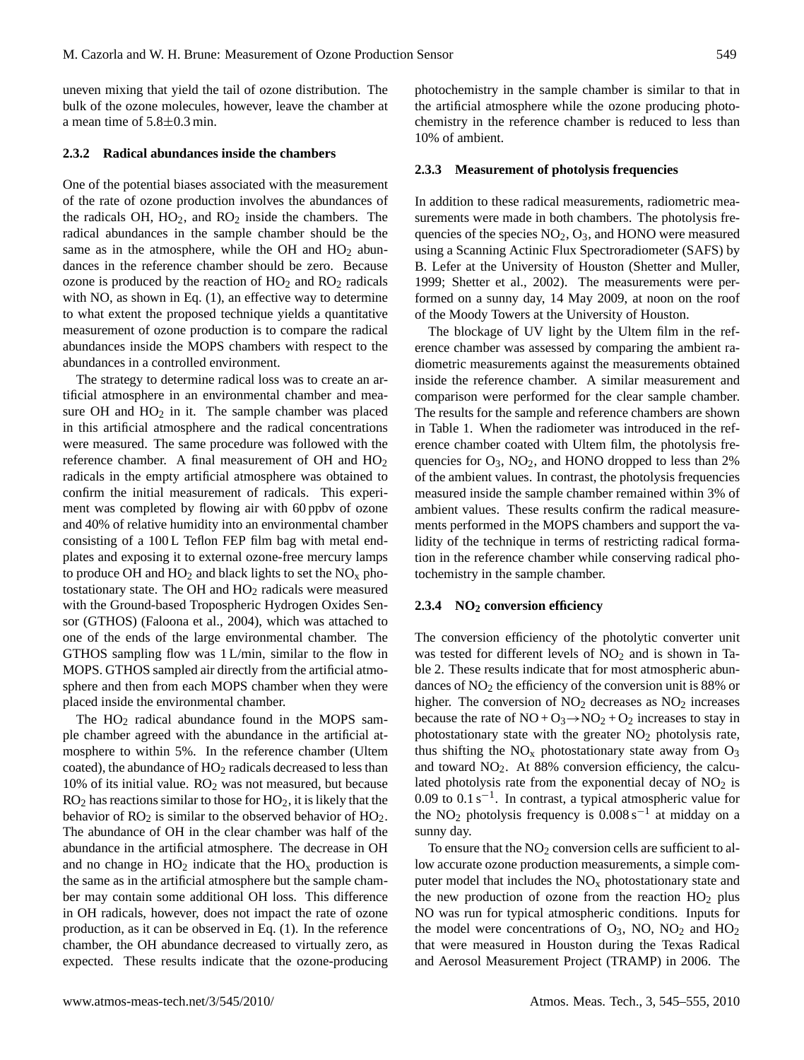uneven mixing that yield the tail of ozone distribution. The bulk of the ozone molecules, however, leave the chamber at a mean time of 5.8±0.3 min.

### 2.3.2 Radical abundances inside the chambers

One of the potential biases associated with the measurement of the rate of ozone production involves the abundances of the radicals OH, $HO_2$, and $RO_2$ inside the chambers. The radical abundances in the sample chamber should be the same as in the atmosphere, while the OH and $HO_2$ abundances in the reference chamber should be zero. Because ozone is produced by the reaction of $HO_2$ and $RO_2$ radicals with NO, as shown in Eq. (1), an effective way to determine to what extent the proposed technique yields a quantitative measurement of ozone production is to compare the radical abundances inside the MOPS chambers with respect to the abundances in a controlled environment.

The strategy to determine radical loss was to create an artificial atmosphere in an environmental chamber and measure OH and $HO_2$ in it. The sample chamber was placed in this artificial atmosphere and the radical concentrations were measured. The same procedure was followed with the reference chamber. A final measurement of OH and $HO_2$ radicals in the empty artificial atmosphere was obtained to confirm the initial measurement of radicals. This experiment was completed by flowing air with 60 ppbv of ozone and 40% of relative humidity into an environmental chamber consisting of a 100 L Teflon FEP film bag with metal endplates and exposing it to external ozone-free mercury lamps to produce OH and $HO_2$ and black lights to set the $NO_x$ photostationary state. The OH and $HO_2$ radicals were measured with the Ground-based Tropospheric Hydrogen Oxides Sensor (GTHOS) (Faloona et al., 2004), which was attached to one of the ends of the large environmental chamber. The GTHOS sampling flow was 1 L/min, similar to the flow in MOPS. GTHOS sampled air directly from the artificial atmosphere and then from each MOPS chamber when they were placed inside the environmental chamber.

The $HO_2$ radical abundance found in the MOPS sample chamber agreed with the abundance in the artificial atmosphere to within 5%. In the reference chamber (Ultem coated), the abundance of $HO_2$ radicals decreased to less than 10% of its initial value. $RO_2$ was not measured, but because $RO_2$ has reactions similar to those for $HO_2$, it is likely that the behavior of $RO_2$ is similar to the observed behavior of $HO_2$. The abundance of OH in the clear chamber was half of the abundance in the artificial atmosphere. The decrease in OH and no change in $HO_2$ indicate that the $HO_x$ production is the same as in the artificial atmosphere but the sample chamber may contain some additional OH loss. This difference in OH radicals, however, does not impact the rate of ozone production, as it can be observed in Eq. (1). In the reference chamber, the OH abundance decreased to virtually zero, as expected. These results indicate that the ozone-producing photochemistry in the sample chamber is similar to that in the artificial atmosphere while the ozone producing photochemistry in the reference chamber is reduced to less than 10% of ambient.

### 2.3.3 Measurement of photolysis frequencies

In addition to these radical measurements, radiometric measurements were made in both chambers. The photolysis frequencies of the species $NO_2$, $O_3$, and HONO were measured using a Scanning Actinic Flux Spectroradiometer (SAFS) by B. Lefer at the University of Houston (Shetter and Muller, 1999; Shetter et al., 2002). The measurements were performed on a sunny day, 14 May 2009, at noon on the roof of the Moody Towers at the University of Houston.

The blockage of UV light by the Ultem film in the reference chamber was assessed by comparing the ambient radiometric measurements against the measurements obtained inside the reference chamber. A similar measurement and comparison were performed for the clear sample chamber. The results for the sample and reference chambers are shown in Table 1. When the radiometer was introduced in the reference chamber coated with Ultem film, the photolysis frequencies for $O_3$, $NO_2$, and HONO dropped to less than 2% of the ambient values. In contrast, the photolysis frequencies measured inside the sample chamber remained within 3% of ambient values. These results confirm the radical measurements performed in the MOPS chambers and support the validity of the technique in terms of restricting radical formation in the reference chamber while conserving radical photochemistry in the sample chamber.

### 2.3.4 $NO_2$ conversion efficiency

The conversion efficiency of the photolytic converter unit was tested for different levels of $NO_2$ and is shown in Table 2. These results indicate that for most atmospheric abundances of $NO_2$ the efficiency of the conversion unit is 88% or higher. The conversion of $NO_2$ decreases as $NO_2$ increases because the rate of $NO + O_3 \rightarrow NO_2 + O_2$ increases to stay in photostationary state with the greater $NO_2$ photolysis rate, thus shifting the $NO_x$ photostationary state away from $O_3$ and toward $NO_2$. At 88% conversion efficiency, the calculated photolysis rate from the exponential decay of $NO_2$ is 0.09 to 0.1 $s^{-1}$. In contrast, a typical atmospheric value for the $NO_2$ photolysis frequency is 0.008 $s^{-1}$ at midday on a sunny day.

To ensure that the $NO_2$ conversion cells are sufficient to allow accurate ozone production measurements, a simple computer model that includes the $NO_x$ photostationary state and the new production of ozone from the reaction $HO_2$ plus NO was run for typical atmospheric conditions. Inputs for the model were concentrations of $O_3$, NO, $NO_2$ and $HO_2$ that were measured in Houston during the Texas Radical and Aerosol Measurement Project (TRAMP) in 2006. The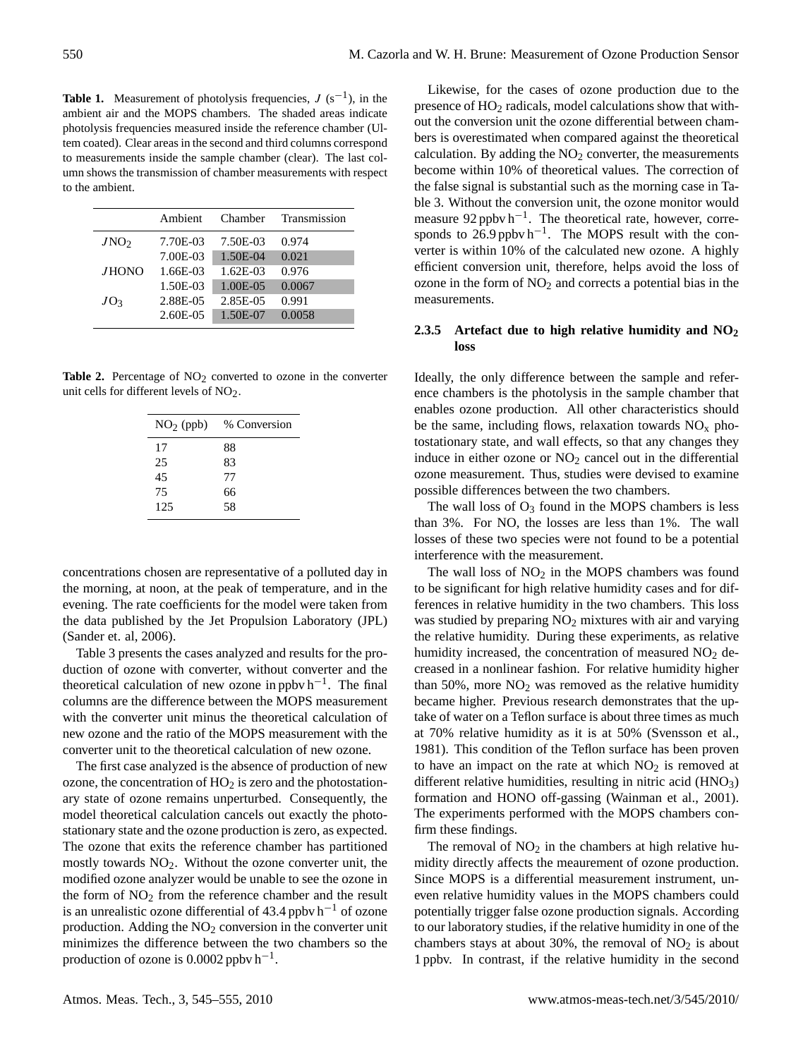**Table 1.** Measurement of photolysis frequencies, $J$ ($s^{-1}$), in the ambient air and the MOPS chambers. The shaded areas indicate photolysis frequencies measured inside the reference chamber (Ultem coated). Clear areas in the second and third columns correspond to measurements inside the sample chamber (clear). The last column shows the transmission of chamber measurements with respect to the ambient.

| | Ambient | Chamber | Transmission |
|---|---|---|---|
| $JNO_2$ | 7.70E-03 | 7.50E-03 | 0.974 |
| | 7.00E-03 | 1.50E-04 | 0.021 |
| $J$HONO | 1.66E-03 | 1.62E-03 | 0.976 |
| | 1.50E-03 | 1.00E-05 | 0.0067 |
| $JO_3$ | 2.88E-05 | 2.85E-05 | 0.991 |
| | 2.60E-05 | 1.50E-07 | 0.0058 |

**Table 2.** Percentage of $NO_2$ converted to ozone in the converter unit cells for different levels of $NO_2$.

| $NO_2$ (ppb) | % Conversion |
|---|---|
| 17 | 88 |
| 25 | 83 |
| 45 | 77 |
| 75 | 66 |
| 125 | 58 |

concentrations chosen are representative of a polluted day in the morning, at noon, at the peak of temperature, and in the evening. The rate coefficients for the model were taken from the data published by the Jet Propulsion Laboratory (JPL) (Sander et. al, 2006).

Table 3 presents the cases analyzed and results for the production of ozone with converter, without converter and the theoretical calculation of new ozone in ppbv $h^{-1}$. The final columns are the difference between the MOPS measurement with the converter unit minus the theoretical calculation of new ozone and the ratio of the MOPS measurement with the converter unit to the theoretical calculation of new ozone.

The first case analyzed is the absence of production of new ozone, the concentration of $HO_2$ is zero and the photostationary state of ozone remains unperturbed. Consequently, the model theoretical calculation cancels out exactly the photostationary state and the ozone production is zero, as expected. The ozone that exits the reference chamber has partitioned mostly towards $NO_2$. Without the ozone converter unit, the modified ozone analyzer would be unable to see the ozone in the form of $NO_2$ from the reference chamber and the result is an unrealistic ozone differential of 43.4 ppbv $h^{-1}$ of ozone production. Adding the $NO_2$ conversion in the converter unit minimizes the difference between the two chambers so the production of ozone is 0.0002 ppbv $h^{-1}$.

Likewise, for the cases of ozone production due to the presence of $HO_2$ radicals, model calculations show that without the conversion unit the ozone differential between chambers is overestimated when compared against the theoretical calculation. By adding the $NO_2$ converter, the measurements become within 10% of theoretical values. The correction of the false signal is substantial such as the morning case in Table 3. Without the conversion unit, the ozone monitor would measure 92 ppbv $h^{-1}$. The theoretical rate, however, corresponds to 26.9 ppbv $h^{-1}$. The MOPS result with the converter is within 10% of the calculated new ozone. A highly efficient conversion unit, therefore, helps avoid the loss of ozone in the form of $NO_2$ and corrects a potential bias in the measurements.

#### 2.3.5 Artefact due to high relative humidity and $NO_2$ loss

Ideally, the only difference between the sample and reference chambers is the photolysis in the sample chamber that enables ozone production. All other characteristics should be the same, including flows, relaxation towards $NO_x$ photostationary state, and wall effects, so that any changes they induce in either ozone or $NO_2$ cancel out in the differential ozone measurement. Thus, studies were devised to examine possible differences between the two chambers.

The wall loss of $O_3$ found in the MOPS chambers is less than 3%. For NO, the losses are less than 1%. The wall losses of these two species were not found to be a potential interference with the measurement.

The wall loss of $NO_2$ in the MOPS chambers was found to be significant for high relative humidity cases and for differences in relative humidity in the two chambers. This loss was studied by preparing $NO_2$ mixtures with air and varying the relative humidity. During these experiments, as relative humidity increased, the concentration of measured $NO_2$ decreased in a nonlinear fashion. For relative humidity higher than 50%, more $NO_2$ was removed as the relative humidity became higher. Previous research demonstrates that the uptake of water on a Teflon surface is about three times as much at 70% relative humidity as it is at 50% (Svensson et al., 1981). This condition of the Teflon surface has been proven to have an impact on the rate at which $NO_2$ is removed at different relative humidities, resulting in nitric acid ($HNO_3$) formation and HONO off-gassing (Wainman et al., 2001). The experiments performed with the MOPS chambers confirm these findings.

The removal of $NO_2$ in the chambers at high relative humidity directly affects the meaurement of ozone production. Since MOPS is a differential measurement instrument, uneven relative humidity values in the MOPS chambers could potentially trigger false ozone production signals. According to our laboratory studies, if the relative humidity in one of the chambers stays at about 30%, the removal of $NO_2$ is about 1 ppbv. In contrast, if the relative humidity in the second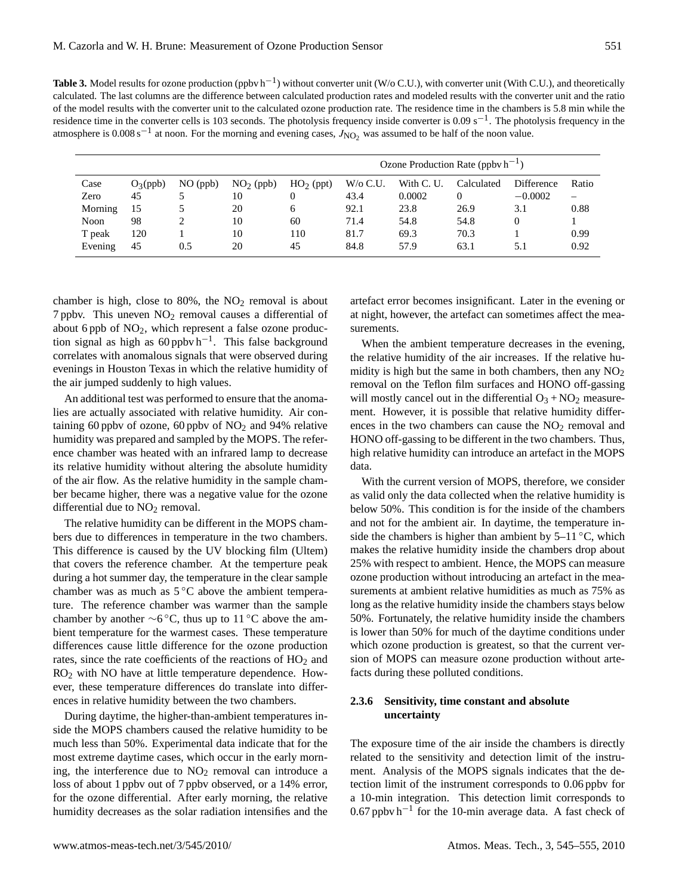**Table 3.** Model results for ozone production (ppbv $h^{-1}$) without converter unit (W/o C.U.), with converter unit (With C.U.), and theoretically calculated. The last columns are the difference between calculated production rates and modeled results with the converter unit and the ratio of the model results with the converter unit to the calculated ozone production rate. The residence time in the chambers is 5.8 min while the residence time in the converter cells is 103 seconds. The photolysis frequency inside converter is 0.09 $s^{-1}$. The photolysis frequency in the atmosphere is 0.008 $s^{-1}$ at noon. For the morning and evening cases, $J_{NO_2}$ was assumed to be half of the noon value.

| | | | | | Ozone Production Rate (ppbv $h^{-1}$) | | | | |
|---|---|---|---|---|---|---|---|---|---|
| Case | $O_3$(ppb) | NO (ppb) | $NO_2$ (ppb) | $HO_2$ (ppt) | W/o C.U. | With C. U. | Calculated | Difference | Ratio |
| Zero | 45 | 5 | 10 | 0 | 43.4 | 0.0002 | 0 | −0.0002 | – |
| Morning | 15 | 5 | 20 | 6 | 92.1 | 23.8 | 26.9 | 3.1 | 0.88 |
| Noon | 98 | 2 | 10 | 60 | 71.4 | 54.8 | 54.8 | 0 | 1 |
| T peak | 120 | 1 | 10 | 110 | 81.7 | 69.3 | 70.3 | 1 | 0.99 |
| Evening | 45 | 0.5 | 20 | 45 | 84.8 | 57.9 | 63.1 | 5.1 | 0.92 |

chamber is high, close to 80%, the $NO_2$ removal is about 7 ppbv. This uneven $NO_2$ removal causes a differential of about 6 ppb of $NO_2$, which represent a false ozone production signal as high as 60 ppbv $h^{-1}$. This false background correlates with anomalous signals that were observed during evenings in Houston Texas in which the relative humidity of the air jumped suddenly to high values.

An additional test was performed to ensure that the anomalies are actually associated with relative humidity. Air containing 60 ppbv of ozone, 60 ppbv of $NO_2$ and 94% relative humidity was prepared and sampled by the MOPS. The reference chamber was heated with an infrared lamp to decrease its relative humidity without altering the absolute humidity of the air flow. As the relative humidity in the sample chamber became higher, there was a negative value for the ozone differential due to $NO_2$ removal.

The relative humidity can be different in the MOPS chambers due to differences in temperature in the two chambers. This difference is caused by the UV blocking film (Ultem) that covers the reference chamber. At the temperture peak during a hot summer day, the temperature in the clear sample chamber was as much as 5 °C above the ambient temperature. The reference chamber was warmer than the sample chamber by another ∼6 °C, thus up to 11 °C above the ambient temperature for the warmest cases. These temperature differences cause little difference for the ozone production rates, since the rate coefficients of the reactions of $HO_2$ and $RO_2$ with NO have at little temperature dependence. However, these temperature differences do translate into differences in relative humidity between the two chambers.

During daytime, the higher-than-ambient temperatures inside the MOPS chambers caused the relative humidity to be much less than 50%. Experimental data indicate that for the most extreme daytime cases, which occur in the early morning, the interference due to $NO_2$ removal can introduce a loss of about 1 ppbv out of 7 ppbv observed, or a 14% error, for the ozone differential. After early morning, the relative humidity decreases as the solar radiation intensifies and the artefact error becomes insignificant. Later in the evening or at night, however, the artefact can sometimes affect the measurements.

When the ambient temperature decreases in the evening, the relative humidity of the air increases. If the relative humidity is high but the same in both chambers, then any $NO_2$ removal on the Teflon film surfaces and HONO off-gassing will mostly cancel out in the differential $O_3+NO_2$ measurement. However, it is possible that relative humidity differences in the two chambers can cause the $NO_2$ removal and HONO off-gassing to be different in the two chambers. Thus, high relative humidity can introduce an artefact in the MOPS data.

With the current version of MOPS, therefore, we consider as valid only the data collected when the relative humidity is below 50%. This condition is for the inside of the chambers and not for the ambient air. In daytime, the temperature inside the chambers is higher than ambient by 5–11 °C, which makes the relative humidity inside the chambers drop about 25% with respect to ambient. Hence, the MOPS can measure ozone production without introducing an artefact in the measurements at ambient relative humidities as much as 75% as long as the relative humidity inside the chambers stays below 50%. Fortunately, the relative humidity inside the chambers is lower than 50% for much of the daytime conditions under which ozone production is greatest, so that the current version of MOPS can measure ozone production without artefacts during these polluted conditions.

### 2.3.6 Sensitivity, time constant and absolute uncertainty

The exposure time of the air inside the chambers is directly related to the sensitivity and detection limit of the instrument. Analysis of the MOPS signals indicates that the detection limit of the instrument corresponds to 0.06 ppbv for a 10-min integration. This detection limit corresponds to 0.67 ppbv $h^{-1}$ for the 10-min average data. A fast check of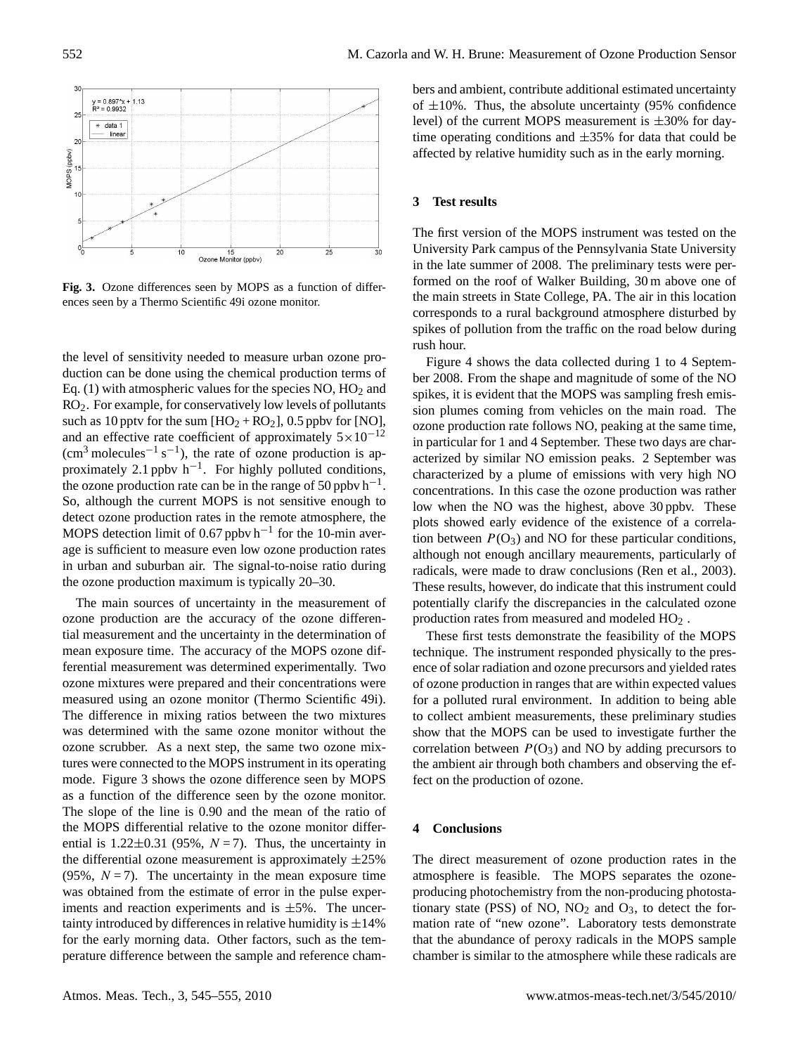**Fig. 3.** Ozone differences seen by MOPS as a function of differences seen by a Thermo Scientific 49i ozone monitor.

the level of sensitivity needed to measure urban ozone production can be done using the chemical production terms of Eq. (1) with atmospheric values for the species NO, $HO_2$ and $RO_2$. For example, for conservatively low levels of pollutants such as 10 pptv for the sum $[HO_2 + RO_2]$, 0.5 ppbv for [NO], and an effective rate coefficient of approximately $5\times10^{-12}$ ($cm^3$ $molecules^{-1}$ $s^{-1}$), the rate of ozone production is approximately 2.1 ppbv $h^{-1}$. For highly polluted conditions, the ozone production rate can be in the range of 50 ppbv $h^{-1}$. So, although the current MOPS is not sensitive enough to detect ozone production rates in the remote atmosphere, the MOPS detection limit of 0.67 ppbv $h^{-1}$ for the 10-min average is sufficient to measure even low ozone production rates in urban and suburban air. The signal-to-noise ratio during the ozone production maximum is typically 20–30.

The main sources of uncertainty in the measurement of ozone production are the accuracy of the ozone differential measurement and the uncertainty in the determination of mean exposure time. The accuracy of the MOPS ozone differential measurement was determined experimentally. Two ozone mixtures were prepared and their concentrations were measured using an ozone monitor (Thermo Scientific 49i). The difference in mixing ratios between the two mixtures was determined with the same ozone monitor without the ozone scrubber. As a next step, the same two ozone mixtures were connected to the MOPS instrument in its operating mode. Figure 3 shows the ozone difference seen by MOPS as a function of the difference seen by the ozone monitor. The slope of the line is 0.90 and the mean of the ratio of the MOPS differential relative to the ozone monitor differential is 1.22±0.31 (95%, $N = 7$). Thus, the uncertainty in the differential ozone measurement is approximately ±25% (95%, $N = 7$). The uncertainty in the mean exposure time was obtained from the estimate of error in the pulse experiments and reaction experiments and is ±5%. The uncertainty introduced by differences in relative humidity is ±14% for the early morning data. Other factors, such as the temperature difference between the sample and reference chambers and ambient, contribute additional estimated uncertainty of ±10%. Thus, the absolute uncertainty (95% confidence level) of the current MOPS measurement is ±30% for daytime operating conditions and ±35% for data that could be affected by relative humidity such as in the early morning.

## 3 Test results

The first version of the MOPS instrument was tested on the University Park campus of the Pennsylvania State University in the late summer of 2008. The preliminary tests were performed on the roof of Walker Building, 30 m above one of the main streets in State College, PA. The air in this location corresponds to a rural background atmosphere disturbed by spikes of pollution from the traffic on the road below during rush hour.

Figure 4 shows the data collected during 1 to 4 September 2008. From the shape and magnitude of some of the NO spikes, it is evident that the MOPS was sampling fresh emission plumes coming from vehicles on the main road. The ozone production rate follows NO, peaking at the same time, in particular for 1 and 4 September. These two days are characterized by similar NO emission peaks. 2 September was characterized by a plume of emissions with very high NO concentrations. In this case the ozone production was rather low when the NO was the highest, above 30 ppbv. These plots showed early evidence of the existence of a correlation between $P(O_3)$ and NO for these particular conditions, although not enough ancillary meaurements, particularly of radicals, were made to draw conclusions (Ren et al., 2003). These results, however, do indicate that this instrument could potentially clarify the discrepancies in the calculated ozone production rates from measured and modeled $HO_2$ .

These first tests demonstrate the feasibility of the MOPS technique. The instrument responded physically to the presence of solar radiation and ozone precursors and yielded rates of ozone production in ranges that are within expected values for a polluted rural environment. In addition to being able to collect ambient measurements, these preliminary studies show that the MOPS can be used to investigate further the correlation between $P(O_3)$ and NO by adding precursors to the ambient air through both chambers and observing the effect on the production of ozone.

## 4 Conclusions

The direct measurement of ozone production rates in the atmosphere is feasible. The MOPS separates the ozone-producing photochemistry from the non-producing photostationary state (PSS) of NO, $NO_2$ and $O_3$, to detect the formation rate of "new ozone". Laboratory tests demonstrate that the abundance of peroxy radicals in the MOPS sample chamber is similar to the atmosphere while these radicals are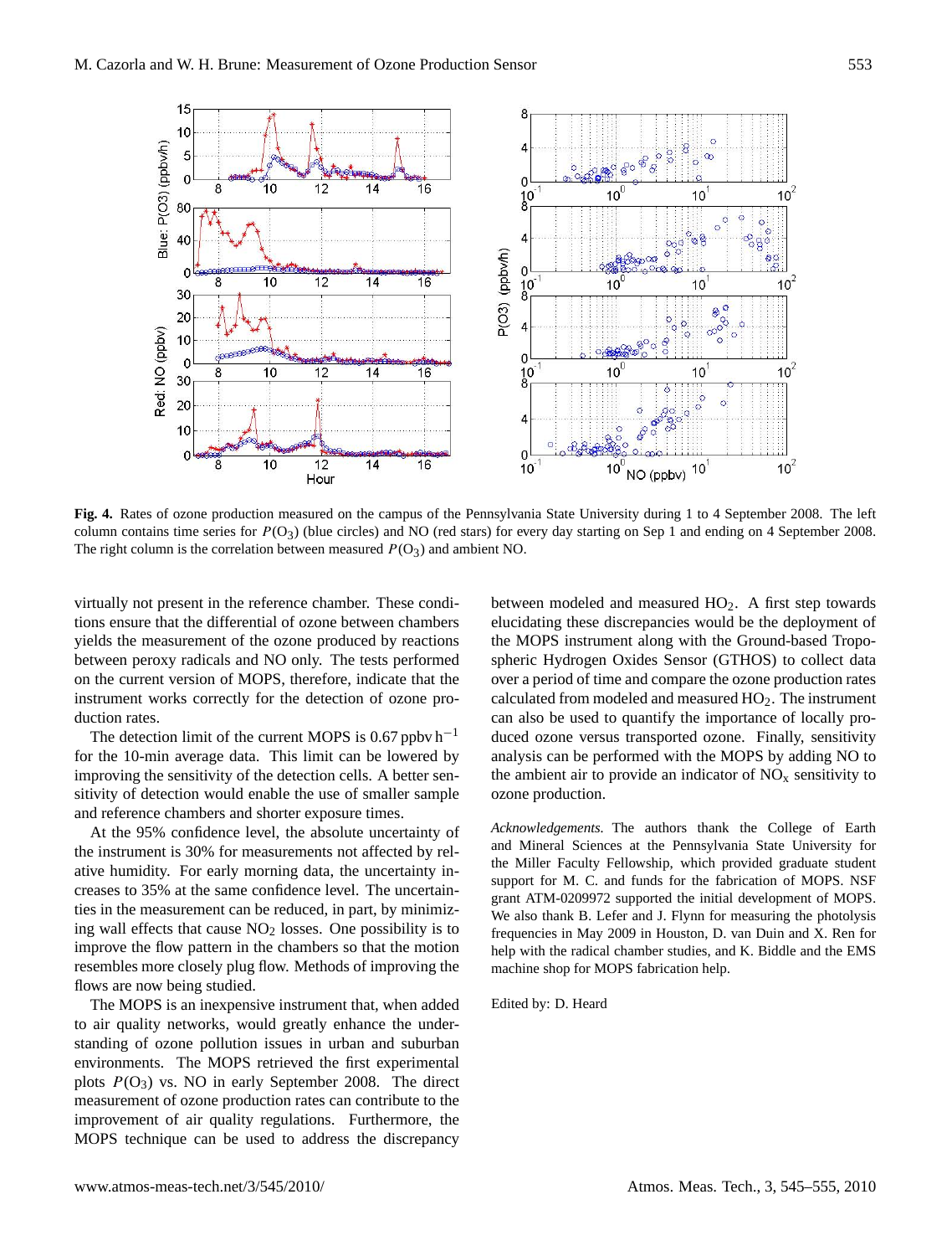**Fig. 4.** Rates of ozone production measured on the campus of the Pennsylvania State University during 1 to 4 September 2008. The left column contains time series for $P(O_3)$ (blue circles) and NO (red stars) for every day starting on Sep 1 and ending on 4 September 2008. The right column is the correlation between measured $P(O_3)$ and ambient NO.

virtually not present in the reference chamber. These conditions ensure that the differential of ozone between chambers yields the measurement of the ozone produced by reactions between peroxy radicals and NO only. The tests performed on the current version of MOPS, therefore, indicate that the instrument works correctly for the detection of ozone production rates.

The detection limit of the current MOPS is 0.67 ppbv $h^{-1}$ for the 10-min average data. This limit can be lowered by improving the sensitivity of the detection cells. A better sensitivity of detection would enable the use of smaller sample and reference chambers and shorter exposure times.

At the 95% confidence level, the absolute uncertainty of the instrument is 30% for measurements not affected by relative humidity. For early morning data, the uncertainty increases to 35% at the same confidence level. The uncertainties in the measurement can be reduced, in part, by minimizing wall effects that cause $NO_2$ losses. One possibility is to improve the flow pattern in the chambers so that the motion resembles more closely plug flow. Methods of improving the flows are now being studied.

The MOPS is an inexpensive instrument that, when added to air quality networks, would greatly enhance the understanding of ozone pollution issues in urban and suburban environments. The MOPS retrieved the first experimental plots $P(O_3)$ vs. NO in early September 2008. The direct measurement of ozone production rates can contribute to the improvement of air quality regulations. Furthermore, the MOPS technique can be used to address the discrepancy between modeled and measured $HO_2$. A first step towards elucidating these discrepancies would be the deployment of the MOPS instrument along with the Ground-based Tropospheric Hydrogen Oxides Sensor (GTHOS) to collect data over a period of time and compare the ozone production rates calculated from modeled and measured $HO_2$. The instrument can also be used to quantify the importance of locally produced ozone versus transported ozone. Finally, sensitivity analysis can be performed with the MOPS by adding NO to the ambient air to provide an indicator of $NO_x$ sensitivity to ozone production.

*Acknowledgements.* The authors thank the College of Earth and Mineral Sciences at the Pennsylvania State University for the Miller Faculty Fellowship, which provided graduate student support for M. C. and funds for the fabrication of MOPS. NSF grant ATM-0209972 supported the initial development of MOPS. We also thank B. Lefer and J. Flynn for measuring the photolysis frequencies in May 2009 in Houston, D. van Duin and X. Ren for help with the radical chamber studies, and K. Biddle and the EMS machine shop for MOPS fabrication help.

Edited by: D. Heard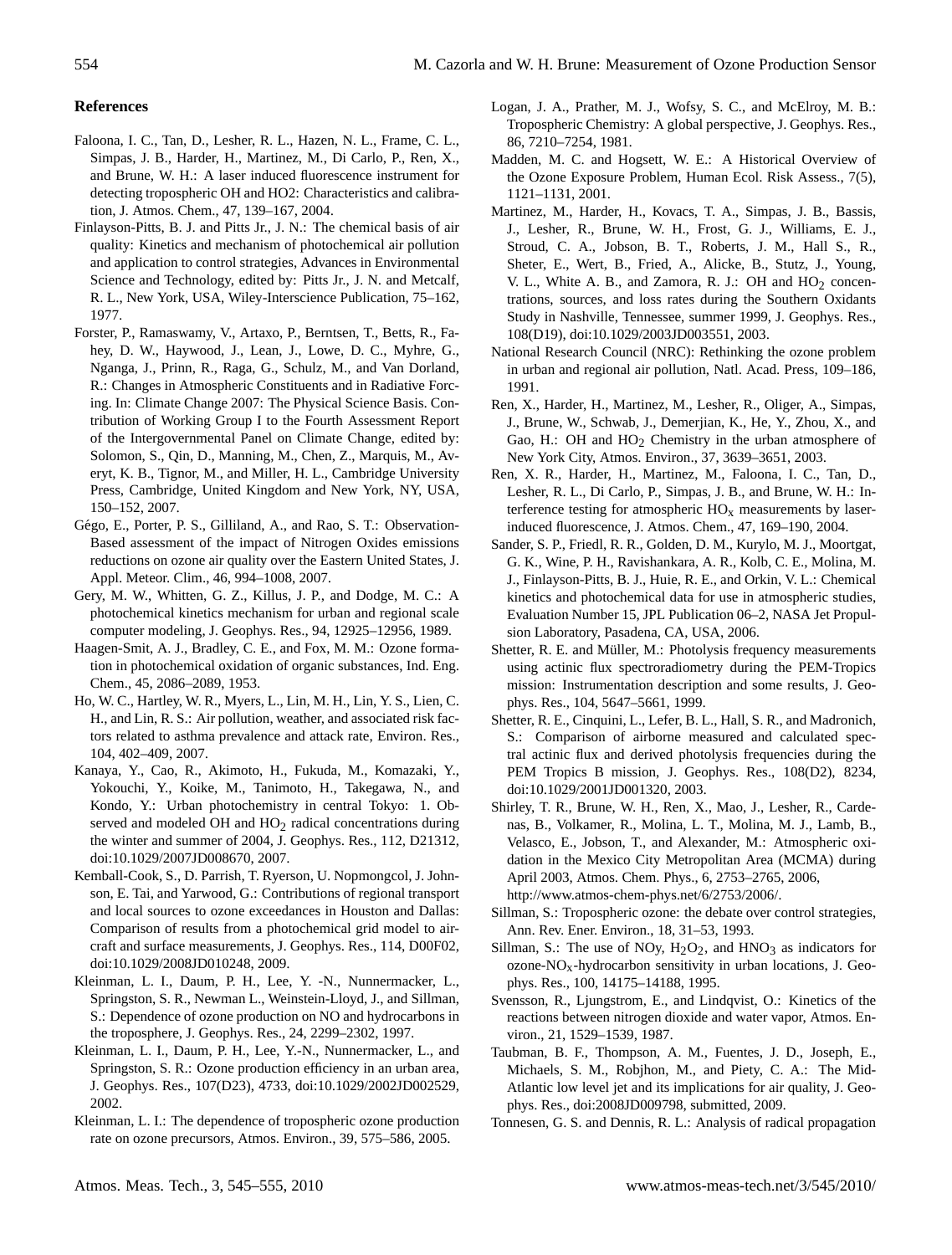## References

Faloona, I. C., Tan, D., Lesher, R. L., Hazen, N. L., Frame, C. L., Simpas, J. B., Harder, H., Martinez, M., Di Carlo, P., Ren, X., and Brune, W. H.: A laser induced fluorescence instrument for detecting tropospheric OH and HO2: Characteristics and calibration, J. Atmos. Chem., 47, 139–167, 2004.

Finlayson-Pitts, B. J. and Pitts Jr., J. N.: The chemical basis of air quality: Kinetics and mechanism of photochemical air pollution and application to control strategies, Advances in Environmental Science and Technology, edited by: Pitts Jr., J. N. and Metcalf, R. L., New York, USA, Wiley-Interscience Publication, 75–162, 1977.

Forster, P., Ramaswamy, V., Artaxo, P., Berntsen, T., Betts, R., Fahey, D. W., Haywood, J., Lean, J., Lowe, D. C., Myhre, G., Nganga, J., Prinn, R., Raga, G., Schulz, M., and Van Dorland, R.: Changes in Atmospheric Constituents and in Radiative Forcing. In: Climate Change 2007: The Physical Science Basis. Contribution of Working Group I to the Fourth Assessment Report of the Intergovernmental Panel on Climate Change, edited by: Solomon, S., Qin, D., Manning, M., Chen, Z., Marquis, M., Averyt, K. B., Tignor, M., and Miller, H. L., Cambridge University Press, Cambridge, United Kingdom and New York, NY, USA, 150–152, 2007.

Gégo, E., Porter, P. S., Gilliland, A., and Rao, S. T.: Observation-Based assessment of the impact of Nitrogen Oxides emissions reductions on ozone air quality over the Eastern United States, J. Appl. Meteor. Clim., 46, 994–1008, 2007.

Gery, M. W., Whitten, G. Z., Killus, J. P., and Dodge, M. C.: A photochemical kinetics mechanism for urban and regional scale computer modeling, J. Geophys. Res., 94, 12925–12956, 1989.

Haagen-Smit, A. J., Bradley, C. E., and Fox, M. M.: Ozone formation in photochemical oxidation of organic substances, Ind. Eng. Chem., 45, 2086–2089, 1953.

Ho, W. C., Hartley, W. R., Myers, L., Lin, M. H., Lin, Y. S., Lien, C. H., and Lin, R. S.: Air pollution, weather, and associated risk factors related to asthma prevalence and attack rate, Environ. Res., 104, 402–409, 2007.

Kanaya, Y., Cao, R., Akimoto, H., Fukuda, M., Komazaki, Y., Yokouchi, Y., Koike, M., Tanimoto, H., Takegawa, N., and Kondo, Y.: Urban photochemistry in central Tokyo: 1. Observed and modeled OH and $HO_2$ radical concentrations during the winter and summer of 2004, J. Geophys. Res., 112, D21312, doi:10.1029/2007JD008670, 2007.

Kemball-Cook, S., D. Parrish, T. Ryerson, U. Nopmongcol, J. Johnson, E. Tai, and Yarwood, G.: Contributions of regional transport and local sources to ozone exceedances in Houston and Dallas: Comparison of results from a photochemical grid model to aircraft and surface measurements, J. Geophys. Res., 114, D00F02, doi:10.1029/2008JD010248, 2009.

Kleinman, L. I., Daum, P. H., Lee, Y. -N., Nunnermacker, L., Springston, S. R., Newman L., Weinstein-Lloyd, J., and Sillman, S.: Dependence of ozone production on NO and hydrocarbons in the troposphere, J. Geophys. Res., 24, 2299–2302, 1997.

Kleinman, L. I., Daum, P. H., Lee, Y.-N., Nunnermacker, L., and Springston, S. R.: Ozone production efficiency in an urban area, J. Geophys. Res., 107(D23), 4733, doi:10.1029/2002JD002529, 2002.

Kleinman, L. I.: The dependence of tropospheric ozone production rate on ozone precursors, Atmos. Environ., 39, 575–586, 2005.

Logan, J. A., Prather, M. J., Wofsy, S. C., and McElroy, M. B.: Tropospheric Chemistry: A global perspective, J. Geophys. Res., 86, 7210–7254, 1981.

Madden, M. C. and Hogsett, W. E.: A Historical Overview of the Ozone Exposure Problem, Human Ecol. Risk Assess., 7(5), 1121–1131, 2001.

Martinez, M., Harder, H., Kovacs, T. A., Simpas, J. B., Bassis, J., Lesher, R., Brune, W. H., Frost, G. J., Williams, E. J., Stroud, C. A., Jobson, B. T., Roberts, J. M., Hall S. R., Sheter, E., Wert, B., Fried, A., Alicke, B., Stutz, J., Young, V. L., White A. B., and Zamora, R. J.: OH and $HO_2$ concentrations, sources, and loss rates during the Southern Oxidants Study in Nashville, Tennessee, summer 1999, J. Geophys. Res., 108(D19), doi:10.1029/2003JD003551, 2003.

National Research Council (NRC): Rethinking the ozone problem in urban and regional air pollution, Natl. Acad. Press, 109–186, 1991.

Ren, X., Harder, H., Martinez, M., Lesher, R., Oliger, A., Simpas, J., Brune, W., Schwab, J., Demerjian, K., He, Y., Zhou, X., and Gao, H.: OH and $HO_2$ Chemistry in the urban atmosphere of New York City, Atmos. Environ., 37, 3639–3651, 2003.

Ren, X. R., Harder, H., Martinez, M., Faloona, I. C., Tan, D., Lesher, R. L., Di Carlo, P., Simpas, J. B., and Brune, W. H.: Interference testing for atmospheric $HO_x$ measurements by laser-induced fluorescence, J. Atmos. Chem., 47, 169–190, 2004.

Sander, S. P., Friedl, R. R., Golden, D. M., Kurylo, M. J., Moortgat, G. K., Wine, P. H., Ravishankara, A. R., Kolb, C. E., Molina, M. J., Finlayson-Pitts, B. J., Huie, R. E., and Orkin, V. L.: Chemical kinetics and photochemical data for use in atmospheric studies, Evaluation Number 15, JPL Publication 06–2, NASA Jet Propulsion Laboratory, Pasadena, CA, USA, 2006.

Shetter, R. E. and Müller, M.: Photolysis frequency measurements using actinic flux spectroradiometry during the PEM-Tropics mission: Instrumentation description and some results, J. Geophys. Res., 104, 5647–5661, 1999.

Shetter, R. E., Cinquini, L., Lefer, B. L., Hall, S. R., and Madronich, S.: Comparison of airborne measured and calculated spectral actinic flux and derived photolysis frequencies during the PEM Tropics B mission, J. Geophys. Res., 108(D2), 8234, doi:10.1029/2001JD001320, 2003.

Shirley, T. R., Brune, W. H., Ren, X., Mao, J., Lesher, R., Cardenas, B., Volkamer, R., Molina, L. T., Molina, M. J., Lamb, B., Velasco, E., Jobson, T., and Alexander, M.: Atmospheric oxidation in the Mexico City Metropolitan Area (MCMA) during April 2003, Atmos. Chem. Phys., 6, 2753–2765, 2006, http://www.atmos-chem-phys.net/6/2753/2006/.

Sillman, S.: Tropospheric ozone: the debate over control strategies, Ann. Rev. Ener. Environ., 18, 31–53, 1993.

Sillman, S.: The use of NOy, $H_2O_2$, and $HNO_3$ as indicators for ozone-$NO_x$-hydrocarbon sensitivity in urban locations, J. Geophys. Res., 100, 14175–14188, 1995.

Svensson, R., Ljungstrom, E., and Lindqvist, O.: Kinetics of the reactions between nitrogen dioxide and water vapor, Atmos. Environ., 21, 1529–1539, 1987.

Taubman, B. F., Thompson, A. M., Fuentes, J. D., Joseph, E., Michaels, S. M., Robjhon, M., and Piety, C. A.: The Mid-Atlantic low level jet and its implications for air quality, J. Geophys. Res., doi:2008JD009798, submitted, 2009.

Tonnesen, G. S. and Dennis, R. L.: Analysis of radical propagation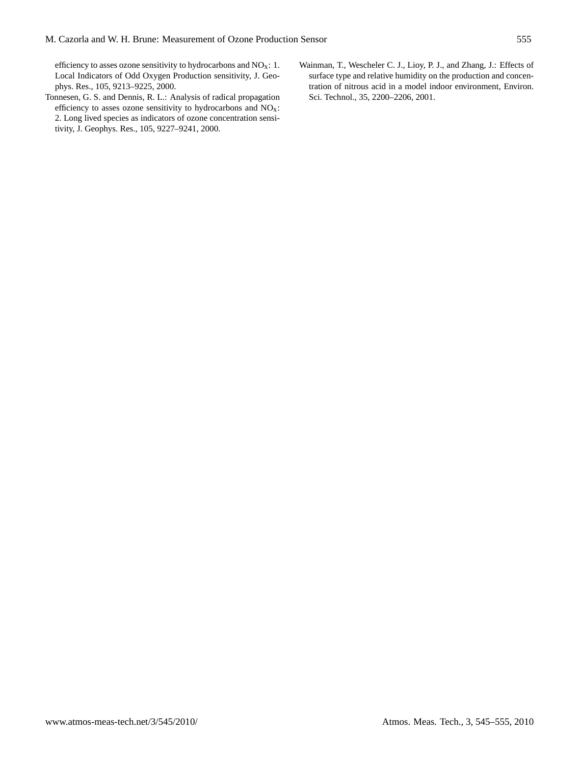efficiency to asses ozone sensitivity to hydrocarbons and $NO_X$: 1. Local Indicators of Odd Oxygen Production sensitivity, J. Geophys. Res., 105, 9213–9225, 2000.

Tonnesen, G. S. and Dennis, R. L.: Analysis of radical propagation efficiency to asses ozone sensitivity to hydrocarbons and $NO_X$: 2. Long lived species as indicators of ozone concentration sensitivity, J. Geophys. Res., 105, 9227–9241, 2000.

Wainman, T., Wescheler C. J., Lioy, P. J., and Zhang, J.: Effects of surface type and relative humidity on the production and concentration of nitrous acid in a model indoor environment, Environ. Sci. Technol., 35, 2200–2206, 2001.